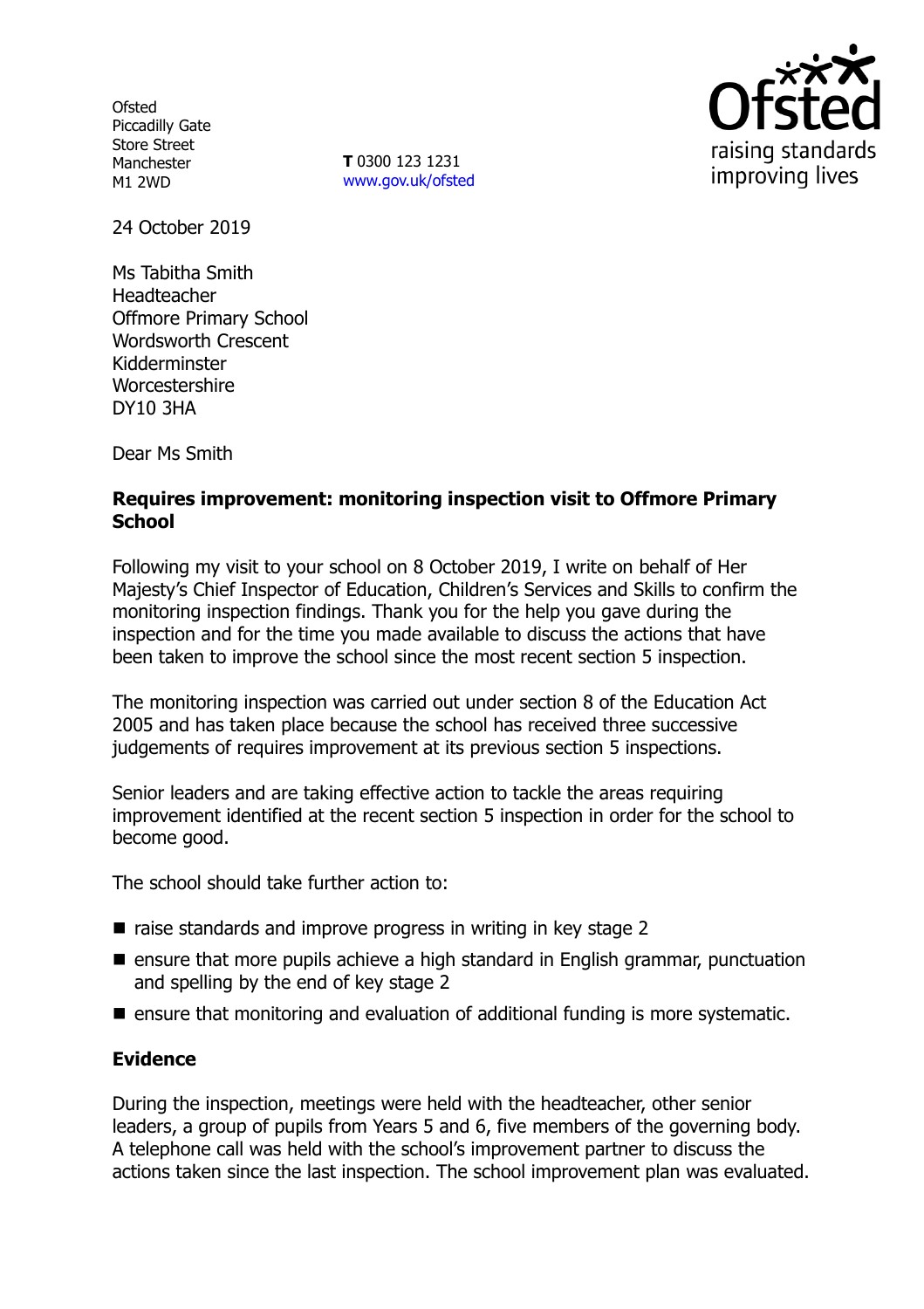Ofsted
Piccadilly Gate
Store Street
Manchester
M1 2WD

**T** 0300 123 1231
www.gov.uk/ofsted

24 October 2019

Ms Tabitha Smith
Headteacher
Offmore Primary School
Wordsworth Crescent
Kidderminster
Worcestershire
DY10 3HA

Dear Ms Smith

**Requires improvement: monitoring inspection visit to Offmore Primary School**

Following my visit to your school on 8 October 2019, I write on behalf of Her Majesty's Chief Inspector of Education, Children's Services and Skills to confirm the monitoring inspection findings. Thank you for the help you gave during the inspection and for the time you made available to discuss the actions that have been taken to improve the school since the most recent section 5 inspection.

The monitoring inspection was carried out under section 8 of the Education Act 2005 and has taken place because the school has received three successive judgements of requires improvement at its previous section 5 inspections.

Senior leaders and are taking effective action to tackle the areas requiring improvement identified at the recent section 5 inspection in order for the school to become good.

The school should take further action to:

- raise standards and improve progress in writing in key stage 2
- ensure that more pupils achieve a high standard in English grammar, punctuation and spelling by the end of key stage 2
- ensure that monitoring and evaluation of additional funding is more systematic.

**Evidence**

During the inspection, meetings were held with the headteacher, other senior leaders, a group of pupils from Years 5 and 6, five members of the governing body. A telephone call was held with the school's improvement partner to discuss the actions taken since the last inspection. The school improvement plan was evaluated.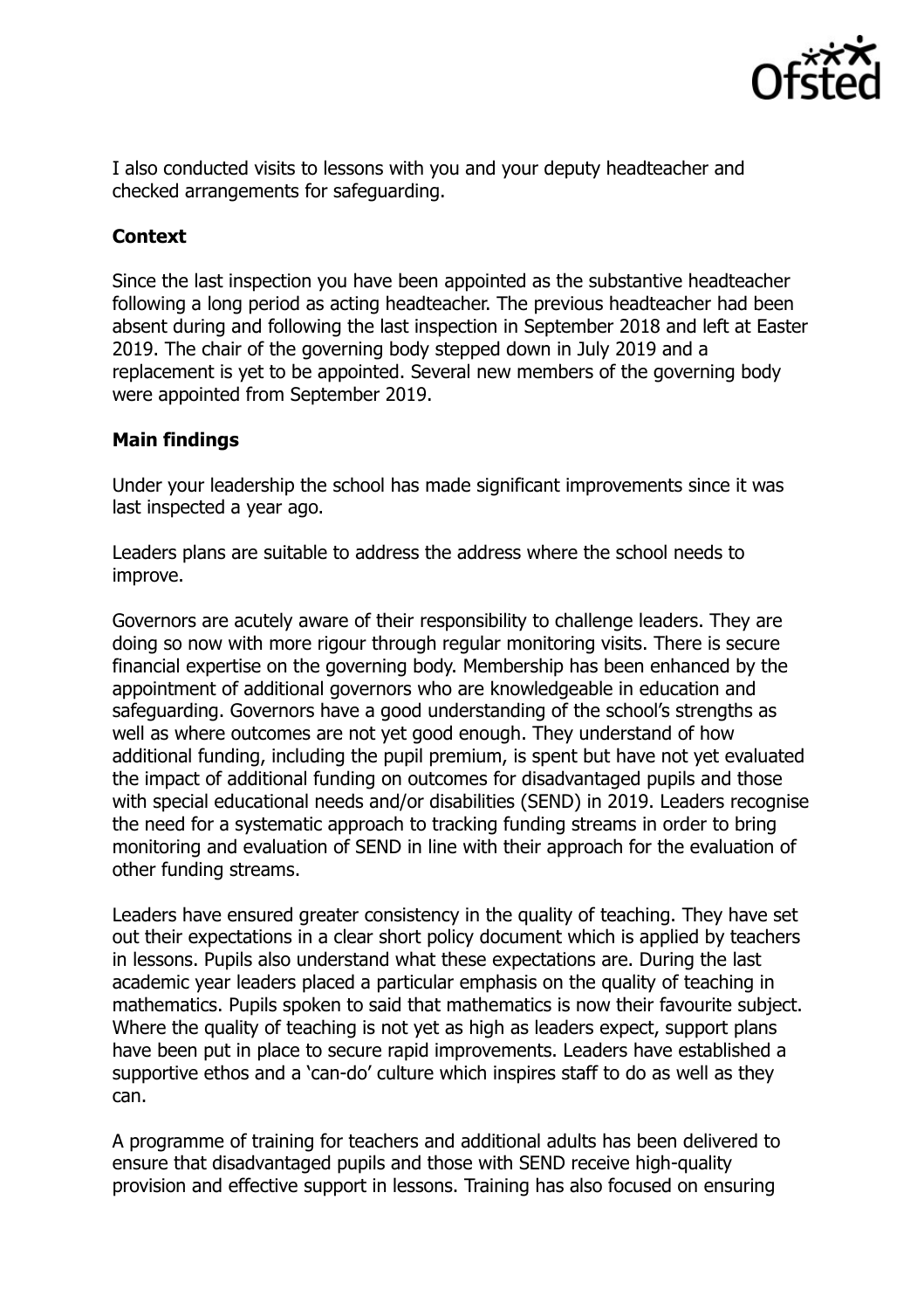I also conducted visits to lessons with you and your deputy headteacher and checked arrangements for safeguarding.

**Context**

Since the last inspection you have been appointed as the substantive headteacher following a long period as acting headteacher. The previous headteacher had been absent during and following the last inspection in September 2018 and left at Easter 2019. The chair of the governing body stepped down in July 2019 and a replacement is yet to be appointed. Several new members of the governing body were appointed from September 2019.

**Main findings**

Under your leadership the school has made significant improvements since it was last inspected a year ago.

Leaders plans are suitable to address the address where the school needs to improve.

Governors are acutely aware of their responsibility to challenge leaders. They are doing so now with more rigour through regular monitoring visits. There is secure financial expertise on the governing body. Membership has been enhanced by the appointment of additional governors who are knowledgeable in education and safeguarding. Governors have a good understanding of the school's strengths as well as where outcomes are not yet good enough. They understand of how additional funding, including the pupil premium, is spent but have not yet evaluated the impact of additional funding on outcomes for disadvantaged pupils and those with special educational needs and/or disabilities (SEND) in 2019. Leaders recognise the need for a systematic approach to tracking funding streams in order to bring monitoring and evaluation of SEND in line with their approach for the evaluation of other funding streams.

Leaders have ensured greater consistency in the quality of teaching. They have set out their expectations in a clear short policy document which is applied by teachers in lessons. Pupils also understand what these expectations are. During the last academic year leaders placed a particular emphasis on the quality of teaching in mathematics. Pupils spoken to said that mathematics is now their favourite subject. Where the quality of teaching is not yet as high as leaders expect, support plans have been put in place to secure rapid improvements. Leaders have established a supportive ethos and a 'can-do' culture which inspires staff to do as well as they can.

A programme of training for teachers and additional adults has been delivered to ensure that disadvantaged pupils and those with SEND receive high-quality provision and effective support in lessons. Training has also focused on ensuring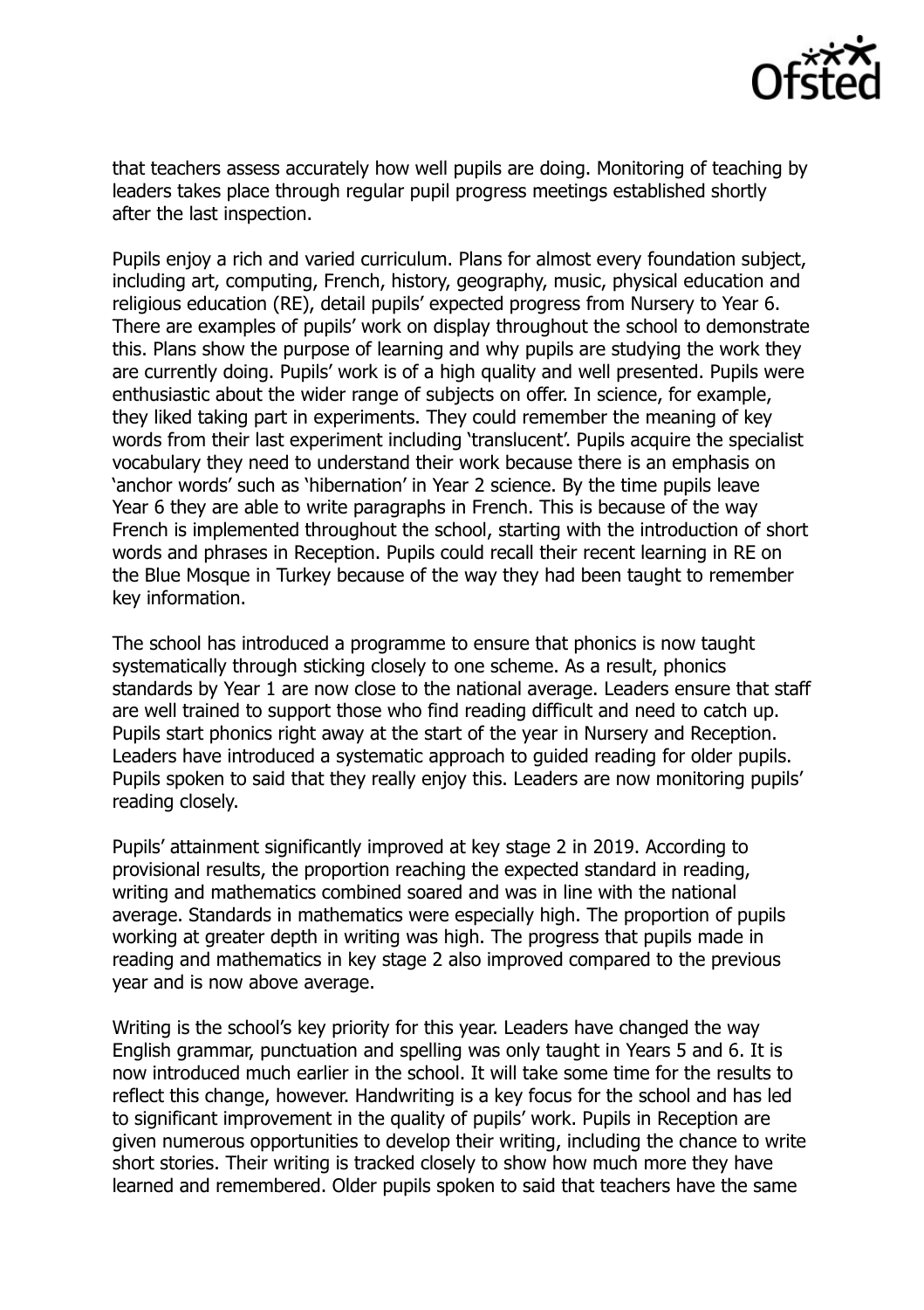that teachers assess accurately how well pupils are doing. Monitoring of teaching by leaders takes place through regular pupil progress meetings established shortly after the last inspection.

Pupils enjoy a rich and varied curriculum. Plans for almost every foundation subject, including art, computing, French, history, geography, music, physical education and religious education (RE), detail pupils' expected progress from Nursery to Year 6. There are examples of pupils' work on display throughout the school to demonstrate this. Plans show the purpose of learning and why pupils are studying the work they are currently doing. Pupils' work is of a high quality and well presented. Pupils were enthusiastic about the wider range of subjects on offer. In science, for example, they liked taking part in experiments. They could remember the meaning of key words from their last experiment including 'translucent'. Pupils acquire the specialist vocabulary they need to understand their work because there is an emphasis on 'anchor words' such as 'hibernation' in Year 2 science. By the time pupils leave Year 6 they are able to write paragraphs in French. This is because of the way French is implemented throughout the school, starting with the introduction of short words and phrases in Reception. Pupils could recall their recent learning in RE on the Blue Mosque in Turkey because of the way they had been taught to remember key information.

The school has introduced a programme to ensure that phonics is now taught systematically through sticking closely to one scheme. As a result, phonics standards by Year 1 are now close to the national average. Leaders ensure that staff are well trained to support those who find reading difficult and need to catch up. Pupils start phonics right away at the start of the year in Nursery and Reception. Leaders have introduced a systematic approach to guided reading for older pupils. Pupils spoken to said that they really enjoy this. Leaders are now monitoring pupils' reading closely.

Pupils' attainment significantly improved at key stage 2 in 2019. According to provisional results, the proportion reaching the expected standard in reading, writing and mathematics combined soared and was in line with the national average. Standards in mathematics were especially high. The proportion of pupils working at greater depth in writing was high. The progress that pupils made in reading and mathematics in key stage 2 also improved compared to the previous year and is now above average.

Writing is the school's key priority for this year. Leaders have changed the way English grammar, punctuation and spelling was only taught in Years 5 and 6. It is now introduced much earlier in the school. It will take some time for the results to reflect this change, however. Handwriting is a key focus for the school and has led to significant improvement in the quality of pupils' work. Pupils in Reception are given numerous opportunities to develop their writing, including the chance to write short stories. Their writing is tracked closely to show how much more they have learned and remembered. Older pupils spoken to said that teachers have the same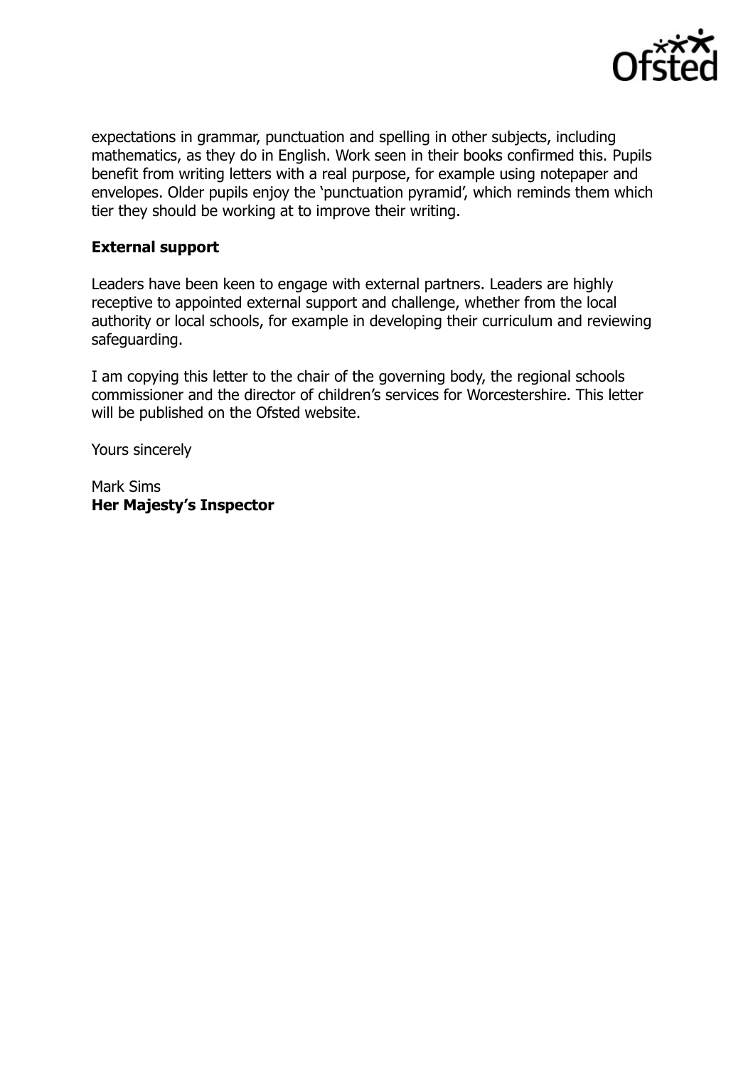expectations in grammar, punctuation and spelling in other subjects, including mathematics, as they do in English. Work seen in their books confirmed this. Pupils benefit from writing letters with a real purpose, for example using notepaper and envelopes. Older pupils enjoy the 'punctuation pyramid', which reminds them which tier they should be working at to improve their writing.

**External support**

Leaders have been keen to engage with external partners. Leaders are highly receptive to appointed external support and challenge, whether from the local authority or local schools, for example in developing their curriculum and reviewing safeguarding.

I am copying this letter to the chair of the governing body, the regional schools commissioner and the director of children's services for Worcestershire. This letter will be published on the Ofsted website.

Yours sincerely

Mark Sims
**Her Majesty's Inspector**